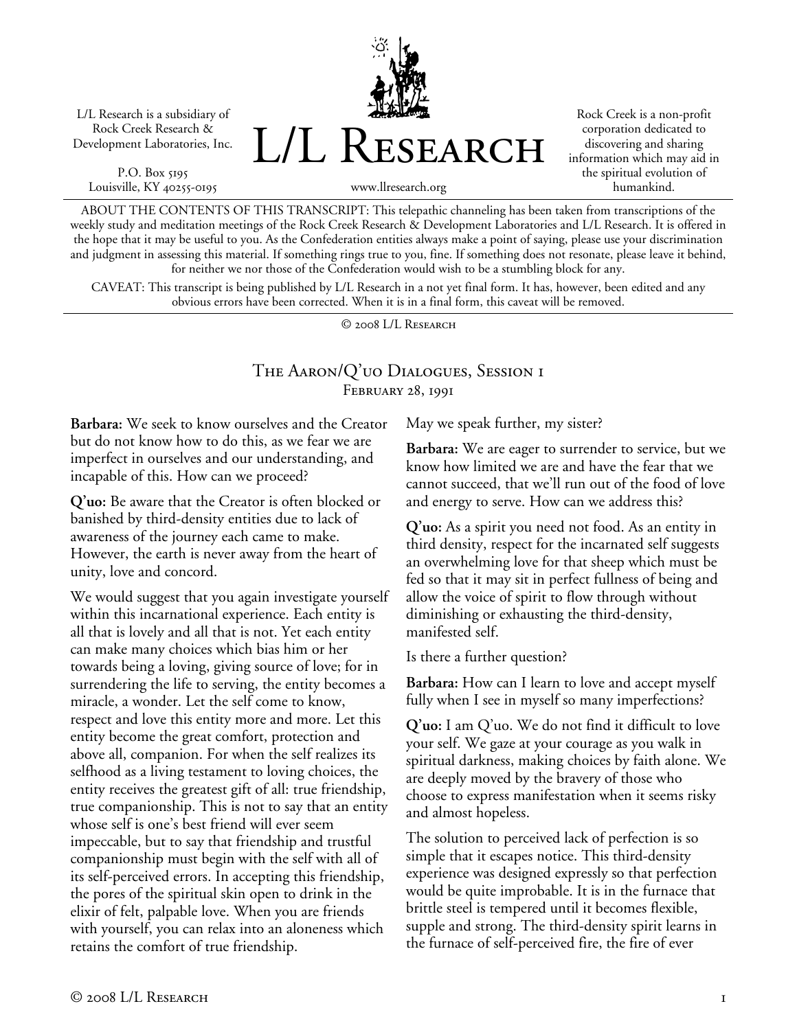L/L Research is a subsidiary of Rock Creek Research & Development Laboratories, Inc.

P.O. Box 5195
Louisville, KY 40255-0195

# L/L Research

www.llresearch.org

Rock Creek is a non-profit corporation dedicated to discovering and sharing information which may aid in the spiritual evolution of humankind.

ABOUT THE CONTENTS OF THIS TRANSCRIPT: This telepathic channeling has been taken from transcriptions of the weekly study and meditation meetings of the Rock Creek Research & Development Laboratories and L/L Research. It is offered in the hope that it may be useful to you. As the Confederation entities always make a point of saying, please use your discrimination and judgment in assessing this material. If something rings true to you, fine. If something does not resonate, please leave it behind, for neither we nor those of the Confederation would wish to be a stumbling block for any.

CAVEAT: This transcript is being published by L/L Research in a not yet final form. It has, however, been edited and any obvious errors have been corrected. When it is in a final form, this caveat will be removed.

© 2008 L/L Research

## The Aaron/Q'uo Dialogues, Session 1
February 28, 1991

**Barbara:** We seek to know ourselves and the Creator but do not know how to do this, as we fear we are imperfect in ourselves and our understanding, and incapable of this. How can we proceed?

**Q'uo:** Be aware that the Creator is often blocked or banished by third-density entities due to lack of awareness of the journey each came to make. However, the earth is never away from the heart of unity, love and concord.

We would suggest that you again investigate yourself within this incarnational experience. Each entity is all that is lovely and all that is not. Yet each entity can make many choices which bias him or her towards being a loving, giving source of love; for in surrendering the life to serving, the entity becomes a miracle, a wonder. Let the self come to know, respect and love this entity more and more. Let this entity become the great comfort, protection and above all, companion. For when the self realizes its selfhood as a living testament to loving choices, the entity receives the greatest gift of all: true friendship, true companionship. This is not to say that an entity whose self is one's best friend will ever seem impeccable, but to say that friendship and trustful companionship must begin with the self with all of its self-perceived errors. In accepting this friendship, the pores of the spiritual skin open to drink in the elixir of felt, palpable love. When you are friends with yourself, you can relax into an aloneness which retains the comfort of true friendship.

May we speak further, my sister?

**Barbara:** We are eager to surrender to service, but we know how limited we are and have the fear that we cannot succeed, that we'll run out of the food of love and energy to serve. How can we address this?

**Q'uo:** As a spirit you need not food. As an entity in third density, respect for the incarnated self suggests an overwhelming love for that sheep which must be fed so that it may sit in perfect fullness of being and allow the voice of spirit to flow through without diminishing or exhausting the third-density, manifested self.

Is there a further question?

**Barbara:** How can I learn to love and accept myself fully when I see in myself so many imperfections?

**Q'uo:** I am Q'uo. We do not find it difficult to love your self. We gaze at your courage as you walk in spiritual darkness, making choices by faith alone. We are deeply moved by the bravery of those who choose to express manifestation when it seems risky and almost hopeless.

The solution to perceived lack of perfection is so simple that it escapes notice. This third-density experience was designed expressly so that perfection would be quite improbable. It is in the furnace that brittle steel is tempered until it becomes flexible, supple and strong. The third-density spirit learns in the furnace of self-perceived fire, the fire of ever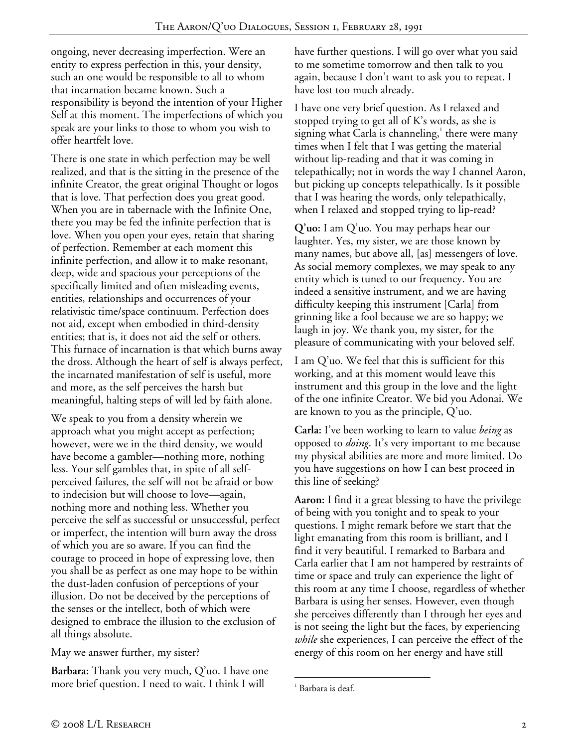ongoing, never decreasing imperfection. Were an entity to express perfection in this, your density, such an one would be responsible to all to whom that incarnation became known. Such a responsibility is beyond the intention of your Higher Self at this moment. The imperfections of which you speak are your links to those to whom you wish to offer heartfelt love.

There is one state in which perfection may be well realized, and that is the sitting in the presence of the infinite Creator, the great original Thought or logos that is love. That perfection does you great good. When you are in tabernacle with the Infinite One, there you may be fed the infinite perfection that is love. When you open your eyes, retain that sharing of perfection. Remember at each moment this infinite perfection, and allow it to make resonant, deep, wide and spacious your perceptions of the specifically limited and often misleading events, entities, relationships and occurrences of your relativistic time/space continuum. Perfection does not aid, except when embodied in third-density entities; that is, it does not aid the self or others. This furnace of incarnation is that which burns away the dross. Although the heart of self is always perfect, the incarnated manifestation of self is useful, more and more, as the self perceives the harsh but meaningful, halting steps of will led by faith alone.

We speak to you from a density wherein we approach what you might accept as perfection; however, were we in the third density, we would have become a gambler—nothing more, nothing less. Your self gambles that, in spite of all self-perceived failures, the self will not be afraid or bow to indecision but will choose to love—again, nothing more and nothing less. Whether you perceive the self as successful or unsuccessful, perfect or imperfect, the intention will burn away the dross of which you are so aware. If you can find the courage to proceed in hope of expressing love, then you shall be as perfect as one may hope to be within the dust-laden confusion of perceptions of your illusion. Do not be deceived by the perceptions of the senses or the intellect, both of which were designed to embrace the illusion to the exclusion of all things absolute.

May we answer further, my sister?

**Barbara:** Thank you very much, Q'uo. I have one more brief question. I need to wait. I think I will have further questions. I will go over what you said to me sometime tomorrow and then talk to you again, because I don't want to ask you to repeat. I have lost too much already.

I have one very brief question. As I relaxed and stopped trying to get all of K's words, as she is signing what Carla is channeling,[1] there were many times when I felt that I was getting the material without lip-reading and that it was coming in telepathically; not in words the way I channel Aaron, but picking up concepts telepathically. Is it possible that I was hearing the words, only telepathically, when I relaxed and stopped trying to lip-read?

**Q'uo:** I am Q'uo. You may perhaps hear our laughter. Yes, my sister, we are those known by many names, but above all, [as] messengers of love. As social memory complexes, we may speak to any entity which is tuned to our frequency. You are indeed a sensitive instrument, and we are having difficulty keeping this instrument [Carla] from grinning like a fool because we are so happy; we laugh in joy. We thank you, my sister, for the pleasure of communicating with your beloved self.

I am Q'uo. We feel that this is sufficient for this working, and at this moment would leave this instrument and this group in the love and the light of the one infinite Creator. We bid you Adonai. We are known to you as the principle, Q'uo.

**Carla:** I've been working to learn to value *being* as opposed to *doing*. It's very important to me because my physical abilities are more and more limited. Do you have suggestions on how I can best proceed in this line of seeking?

**Aaron:** I find it a great blessing to have the privilege of being with you tonight and to speak to your questions. I might remark before we start that the light emanating from this room is brilliant, and I find it very beautiful. I remarked to Barbara and Carla earlier that I am not hampered by restraints of time or space and truly can experience the light of this room at any time I choose, regardless of whether Barbara is using her senses. However, even though she perceives differently than I through her eyes and is not seeing the light but the faces, by experiencing *while* she experiences, I can perceive the effect of the energy of this room on her energy and have still

[1] Barbara is deaf.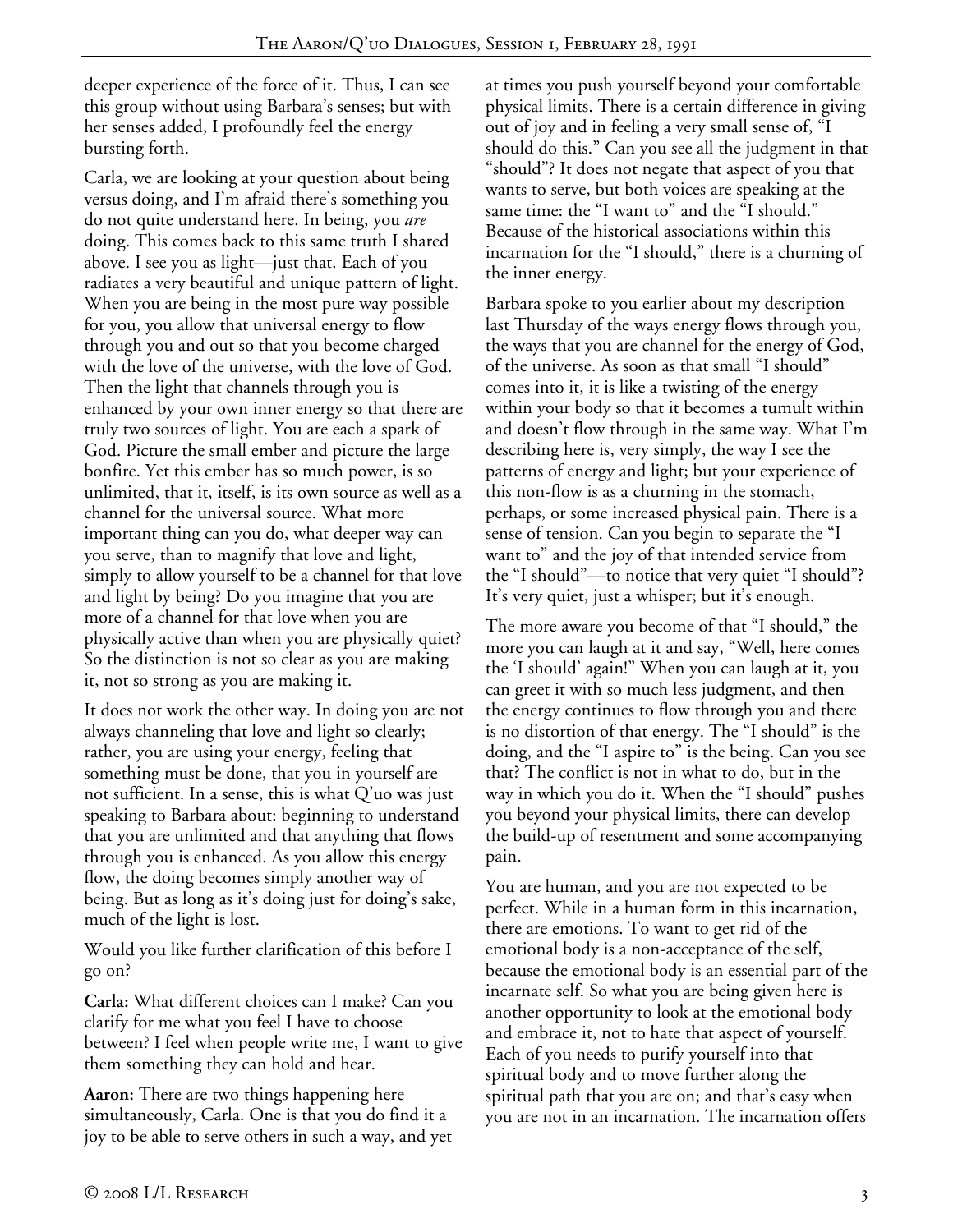deeper experience of the force of it. Thus, I can see this group without using Barbara's senses; but with her senses added, I profoundly feel the energy bursting forth.

Carla, we are looking at your question about being versus doing, and I'm afraid there's something you do not quite understand here. In being, you *are* doing. This comes back to this same truth I shared above. I see you as light—just that. Each of you radiates a very beautiful and unique pattern of light. When you are being in the most pure way possible for you, you allow that universal energy to flow through you and out so that you become charged with the love of the universe, with the love of God. Then the light that channels through you is enhanced by your own inner energy so that there are truly two sources of light. You are each a spark of God. Picture the small ember and picture the large bonfire. Yet this ember has so much power, is so unlimited, that it, itself, is its own source as well as a channel for the universal source. What more important thing can you do, what deeper way can you serve, than to magnify that love and light, simply to allow yourself to be a channel for that love and light by being? Do you imagine that you are more of a channel for that love when you are physically active than when you are physically quiet? So the distinction is not so clear as you are making it, not so strong as you are making it.

It does not work the other way. In doing you are not always channeling that love and light so clearly; rather, you are using your energy, feeling that something must be done, that you in yourself are not sufficient. In a sense, this is what Q'uo was just speaking to Barbara about: beginning to understand that you are unlimited and that anything that flows through you is enhanced. As you allow this energy flow, the doing becomes simply another way of being. But as long as it's doing just for doing's sake, much of the light is lost.

Would you like further clarification of this before I go on?

**Carla:** What different choices can I make? Can you clarify for me what you feel I have to choose between? I feel when people write me, I want to give them something they can hold and hear.

**Aaron:** There are two things happening here simultaneously, Carla. One is that you do find it a joy to be able to serve others in such a way, and yet at times you push yourself beyond your comfortable physical limits. There is a certain difference in giving out of joy and in feeling a very small sense of, "I should do this." Can you see all the judgment in that "should"? It does not negate that aspect of you that wants to serve, but both voices are speaking at the same time: the "I want to" and the "I should." Because of the historical associations within this incarnation for the "I should," there is a churning of the inner energy.

Barbara spoke to you earlier about my description last Thursday of the ways energy flows through you, the ways that you are channel for the energy of God, of the universe. As soon as that small "I should" comes into it, it is like a twisting of the energy within your body so that it becomes a tumult within and doesn't flow through in the same way. What I'm describing here is, very simply, the way I see the patterns of energy and light; but your experience of this non-flow is as a churning in the stomach, perhaps, or some increased physical pain. There is a sense of tension. Can you begin to separate the "I want to" and the joy of that intended service from the "I should"—to notice that very quiet "I should"? It's very quiet, just a whisper; but it's enough.

The more aware you become of that "I should," the more you can laugh at it and say, "Well, here comes the 'I should' again!" When you can laugh at it, you can greet it with so much less judgment, and then the energy continues to flow through you and there is no distortion of that energy. The "I should" is the doing, and the "I aspire to" is the being. Can you see that? The conflict is not in what to do, but in the way in which you do it. When the "I should" pushes you beyond your physical limits, there can develop the build-up of resentment and some accompanying pain.

You are human, and you are not expected to be perfect. While in a human form in this incarnation, there are emotions. To want to get rid of the emotional body is a non-acceptance of the self, because the emotional body is an essential part of the incarnate self. So what you are being given here is another opportunity to look at the emotional body and embrace it, not to hate that aspect of yourself. Each of you needs to purify yourself into that spiritual body and to move further along the spiritual path that you are on; and that's easy when you are not in an incarnation. The incarnation offers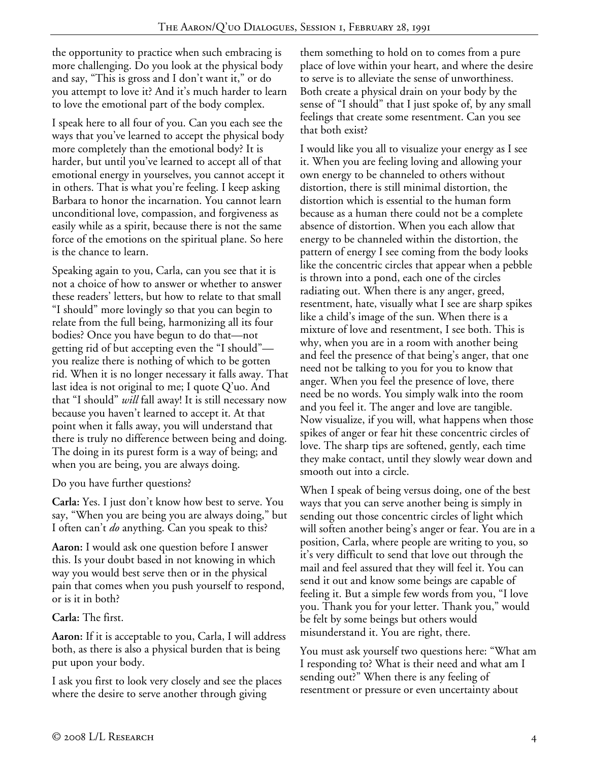the opportunity to practice when such embracing is more challenging. Do you look at the physical body and say, "This is gross and I don't want it," or do you attempt to love it? And it's much harder to learn to love the emotional part of the body complex.

I speak here to all four of you. Can you each see the ways that you've learned to accept the physical body more completely than the emotional body? It is harder, but until you've learned to accept all of that emotional energy in yourselves, you cannot accept it in others. That is what you're feeling. I keep asking Barbara to honor the incarnation. You cannot learn unconditional love, compassion, and forgiveness as easily while as a spirit, because there is not the same force of the emotions on the spiritual plane. So here is the chance to learn.

Speaking again to you, Carla, can you see that it is not a choice of how to answer or whether to answer these readers' letters, but how to relate to that small "I should" more lovingly so that you can begin to relate from the full being, harmonizing all its four bodies? Once you have begun to do that—not getting rid of but accepting even the "I should"—you realize there is nothing of which to be gotten rid. When it is no longer necessary it falls away. That last idea is not original to me; I quote Q'uo. And that "I should" *will* fall away! It is still necessary now because you haven't learned to accept it. At that point when it falls away, you will understand that there is truly no difference between being and doing. The doing in its purest form is a way of being; and when you are being, you are always doing.

Do you have further questions?

**Carla:** Yes. I just don't know how best to serve. You say, "When you are being you are always doing," but I often can't *do* anything. Can you speak to this?

**Aaron:** I would ask one question before I answer this. Is your doubt based in not knowing in which way you would best serve then or in the physical pain that comes when you push yourself to respond, or is it in both?

**Carla:** The first.

**Aaron:** If it is acceptable to you, Carla, I will address both, as there is also a physical burden that is being put upon your body.

I ask you first to look very closely and see the places where the desire to serve another through giving them something to hold on to comes from a pure place of love within your heart, and where the desire to serve is to alleviate the sense of unworthiness. Both create a physical drain on your body by the sense of "I should" that I just spoke of, by any small feelings that create some resentment. Can you see that both exist?

I would like you all to visualize your energy as I see it. When you are feeling loving and allowing your own energy to be channeled to others without distortion, there is still minimal distortion, the distortion which is essential to the human form because as a human there could not be a complete absence of distortion. When you each allow that energy to be channeled within the distortion, the pattern of energy I see coming from the body looks like the concentric circles that appear when a pebble is thrown into a pond, each one of the circles radiating out. When there is any anger, greed, resentment, hate, visually what I see are sharp spikes like a child's image of the sun. When there is a mixture of love and resentment, I see both. This is why, when you are in a room with another being and feel the presence of that being's anger, that one need not be talking to you for you to know that anger. When you feel the presence of love, there need be no words. You simply walk into the room and you feel it. The anger and love are tangible. Now visualize, if you will, what happens when those spikes of anger or fear hit these concentric circles of love. The sharp tips are softened, gently, each time they make contact, until they slowly wear down and smooth out into a circle.

When I speak of being versus doing, one of the best ways that you can serve another being is simply in sending out those concentric circles of light which will soften another being's anger or fear. You are in a position, Carla, where people are writing to you, so it's very difficult to send that love out through the mail and feel assured that they will feel it. You can send it out and know some beings are capable of feeling it. But a simple few words from you, "I love you. Thank you for your letter. Thank you," would be felt by some beings but others would misunderstand it. You are right, there.

You must ask yourself two questions here: "What am I responding to? What is their need and what am I sending out?" When there is any feeling of resentment or pressure or even uncertainty about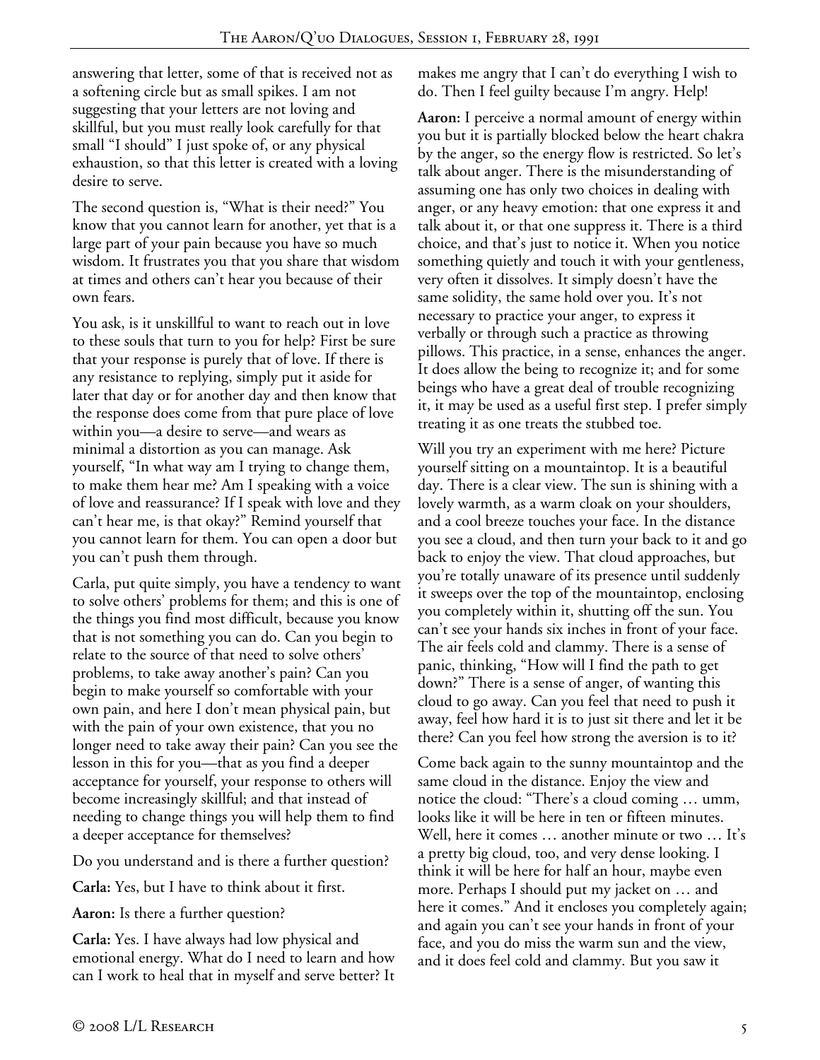answering that letter, some of that is received not as a softening circle but as small spikes. I am not suggesting that your letters are not loving and skillful, but you must really look carefully for that small "I should" I just spoke of, or any physical exhaustion, so that this letter is created with a loving desire to serve.

The second question is, "What is their need?" You know that you cannot learn for another, yet that is a large part of your pain because you have so much wisdom. It frustrates you that you share that wisdom at times and others can't hear you because of their own fears.

You ask, is it unskillful to want to reach out in love to these souls that turn to you for help? First be sure that your response is purely that of love. If there is any resistance to replying, simply put it aside for later that day or for another day and then know that the response does come from that pure place of love within you—a desire to serve—and wears as minimal a distortion as you can manage. Ask yourself, "In what way am I trying to change them, to make them hear me? Am I speaking with a voice of love and reassurance? If I speak with love and they can't hear me, is that okay?" Remind yourself that you cannot learn for them. You can open a door but you can't push them through.

Carla, put quite simply, you have a tendency to want to solve others' problems for them; and this is one of the things you find most difficult, because you know that is not something you can do. Can you begin to relate to the source of that need to solve others' problems, to take away another's pain? Can you begin to make yourself so comfortable with your own pain, and here I don't mean physical pain, but with the pain of your own existence, that you no longer need to take away their pain? Can you see the lesson in this for you—that as you find a deeper acceptance for yourself, your response to others will become increasingly skillful; and that instead of needing to change things you will help them to find a deeper acceptance for themselves?

Do you understand and is there a further question?

**Carla:** Yes, but I have to think about it first.

**Aaron:** Is there a further question?

**Carla:** Yes. I have always had low physical and emotional energy. What do I need to learn and how can I work to heal that in myself and serve better? It makes me angry that I can't do everything I wish to do. Then I feel guilty because I'm angry. Help!

**Aaron:** I perceive a normal amount of energy within you but it is partially blocked below the heart chakra by the anger, so the energy flow is restricted. So let's talk about anger. There is the misunderstanding of assuming one has only two choices in dealing with anger, or any heavy emotion: that one express it and talk about it, or that one suppress it. There is a third choice, and that's just to notice it. When you notice something quietly and touch it with your gentleness, very often it dissolves. It simply doesn't have the same solidity, the same hold over you. It's not necessary to practice your anger, to express it verbally or through such a practice as throwing pillows. This practice, in a sense, enhances the anger. It does allow the being to recognize it; and for some beings who have a great deal of trouble recognizing it, it may be used as a useful first step. I prefer simply treating it as one treats the stubbed toe.

Will you try an experiment with me here? Picture yourself sitting on a mountaintop. It is a beautiful day. There is a clear view. The sun is shining with a lovely warmth, as a warm cloak on your shoulders, and a cool breeze touches your face. In the distance you see a cloud, and then turn your back to it and go back to enjoy the view. That cloud approaches, but you're totally unaware of its presence until suddenly it sweeps over the top of the mountaintop, enclosing you completely within it, shutting off the sun. You can't see your hands six inches in front of your face. The air feels cold and clammy. There is a sense of panic, thinking, "How will I find the path to get down?" There is a sense of anger, of wanting this cloud to go away. Can you feel that need to push it away, feel how hard it is to just sit there and let it be there? Can you feel how strong the aversion is to it?

Come back again to the sunny mountaintop and the same cloud in the distance. Enjoy the view and notice the cloud: "There's a cloud coming … umm, looks like it will be here in ten or fifteen minutes. Well, here it comes … another minute or two … It's a pretty big cloud, too, and very dense looking. I think it will be here for half an hour, maybe even more. Perhaps I should put my jacket on … and here it comes." And it encloses you completely again; and again you can't see your hands in front of your face, and you do miss the warm sun and the view, and it does feel cold and clammy. But you saw it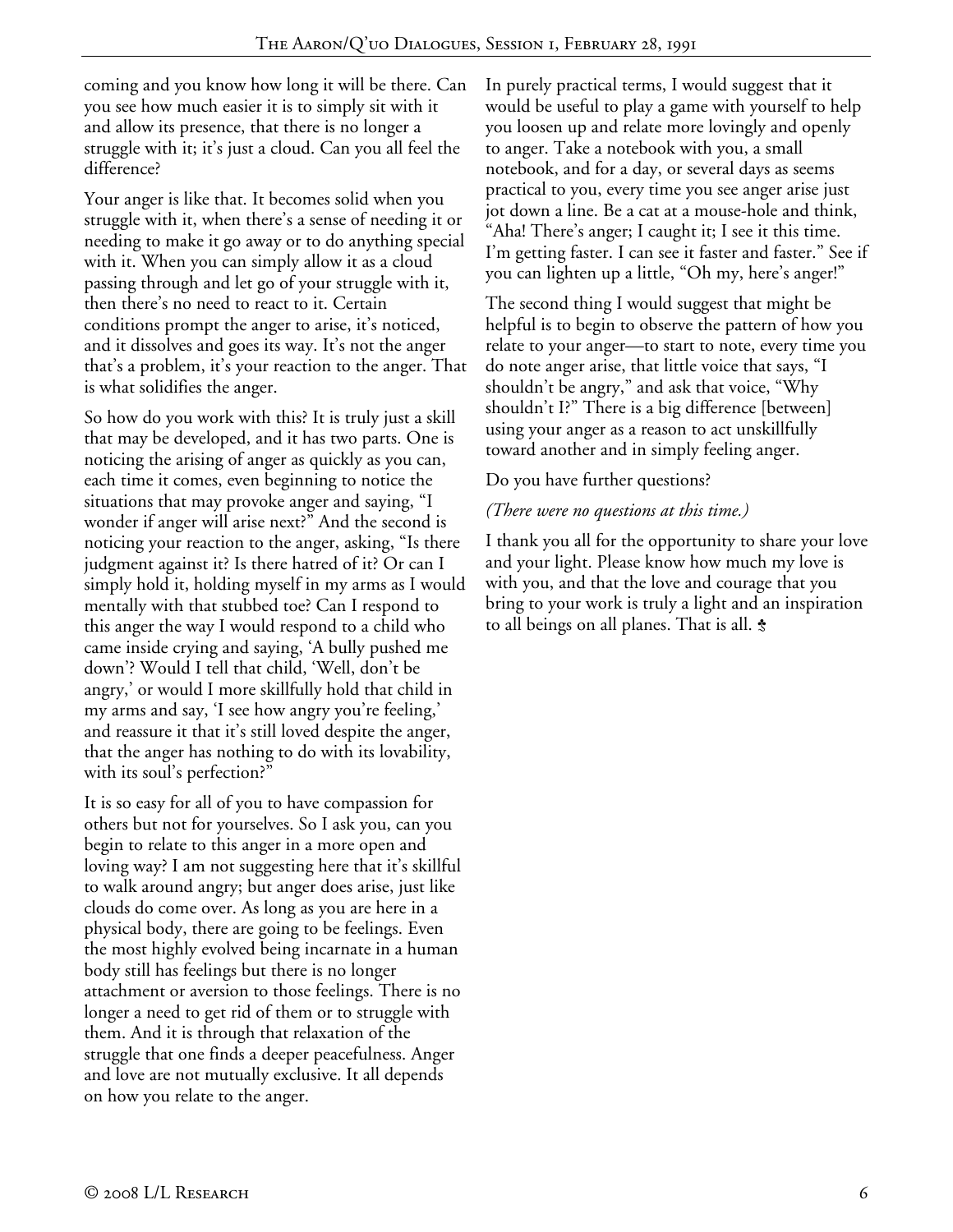coming and you know how long it will be there. Can you see how much easier it is to simply sit with it and allow its presence, that there is no longer a struggle with it; it's just a cloud. Can you all feel the difference?

Your anger is like that. It becomes solid when you struggle with it, when there's a sense of needing it or needing to make it go away or to do anything special with it. When you can simply allow it as a cloud passing through and let go of your struggle with it, then there's no need to react to it. Certain conditions prompt the anger to arise, it's noticed, and it dissolves and goes its way. It's not the anger that's a problem, it's your reaction to the anger. That is what solidifies the anger.

So how do you work with this? It is truly just a skill that may be developed, and it has two parts. One is noticing the arising of anger as quickly as you can, each time it comes, even beginning to notice the situations that may provoke anger and saying, "I wonder if anger will arise next?" And the second is noticing your reaction to the anger, asking, "Is there judgment against it? Is there hatred of it? Or can I simply hold it, holding myself in my arms as I would mentally with that stubbed toe? Can I respond to this anger the way I would respond to a child who came inside crying and saying, 'A bully pushed me down'? Would I tell that child, 'Well, don't be angry,' or would I more skillfully hold that child in my arms and say, 'I see how angry you're feeling,' and reassure it that it's still loved despite the anger, that the anger has nothing to do with its lovability, with its soul's perfection?"

It is so easy for all of you to have compassion for others but not for yourselves. So I ask you, can you begin to relate to this anger in a more open and loving way? I am not suggesting here that it's skillful to walk around angry; but anger does arise, just like clouds do come over. As long as you are here in a physical body, there are going to be feelings. Even the most highly evolved being incarnate in a human body still has feelings but there is no longer attachment or aversion to those feelings. There is no longer a need to get rid of them or to struggle with them. And it is through that relaxation of the struggle that one finds a deeper peacefulness. Anger and love are not mutually exclusive. It all depends on how you relate to the anger.

In purely practical terms, I would suggest that it would be useful to play a game with yourself to help you loosen up and relate more lovingly and openly to anger. Take a notebook with you, a small notebook, and for a day, or several days as seems practical to you, every time you see anger arise just jot down a line. Be a cat at a mouse-hole and think, "Aha! There's anger; I caught it; I see it this time. I'm getting faster. I can see it faster and faster." See if you can lighten up a little, "Oh my, here's anger!"

The second thing I would suggest that might be helpful is to begin to observe the pattern of how you relate to your anger—to start to note, every time you do note anger arise, that little voice that says, "I shouldn't be angry," and ask that voice, "Why shouldn't I?" There is a big difference [between] using your anger as a reason to act unskillfully toward another and in simply feeling anger.

Do you have further questions?

*(There were no questions at this time.)*

I thank you all for the opportunity to share your love and your light. Please know how much my love is with you, and that the love and courage that you bring to your work is truly a light and an inspiration to all beings on all planes. That is all.